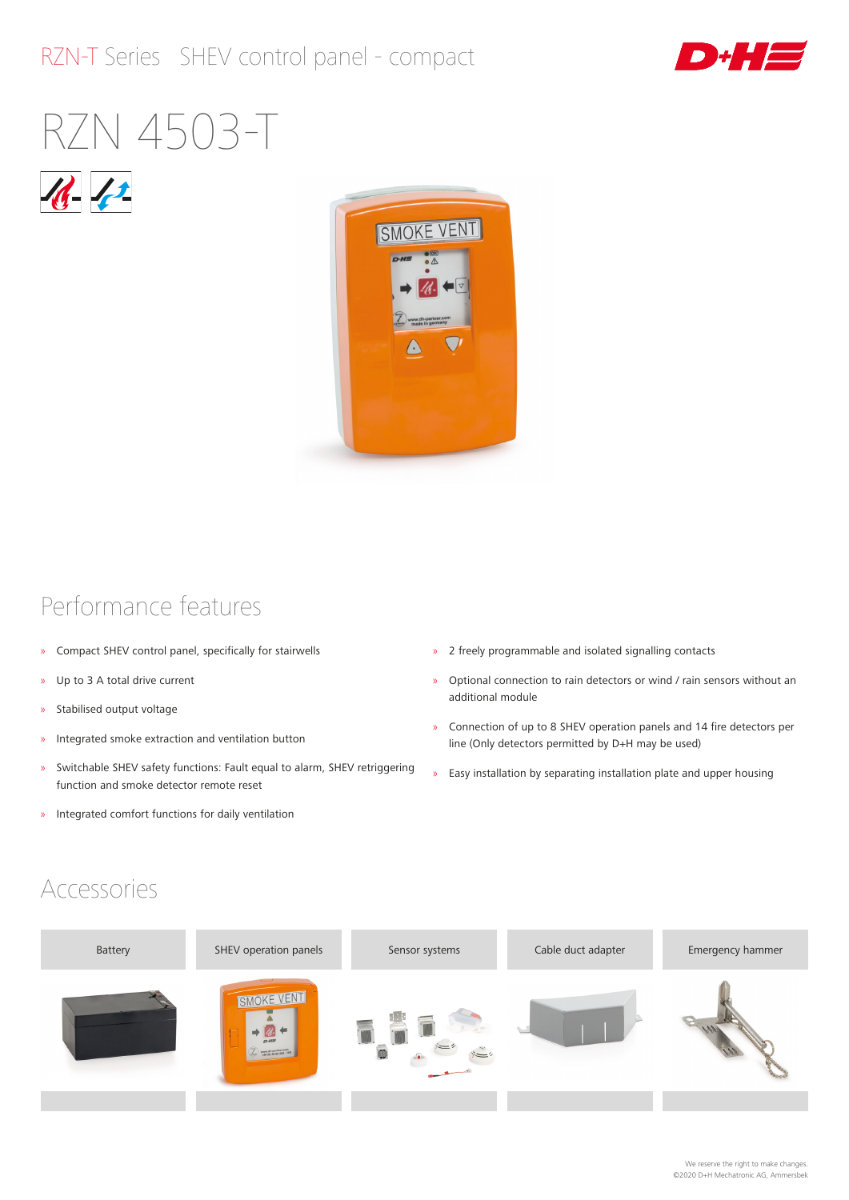# RZN 4503-T

## Performance features

- Compact SHEV control panel, specifically for stairwells
- Up to 3 A total drive current
- Stabilised output voltage
- Integrated smoke extraction and ventilation button
- Switchable SHEV safety functions: Fault equal to alarm, SHEV retriggering function and smoke detector remote reset
- Integrated comfort functions for daily ventilation
- 2 freely programmable and isolated signalling contacts
- Optional connection to rain detectors or wind / rain sensors without an additional module
- Connection of up to 8 SHEV operation panels and 14 fire detectors per line (Only detectors permitted by D+H may be used)
- Easy installation by separating installation plate and upper housing

## Accessories

| Battery | SHEV operation panels | Sensor systems | Cable duct adapter | Emergency hammer |
|---|---|---|---|---|

We reserve the right to make changes.
©2020 D+H Mechatronic AG, Ammersbek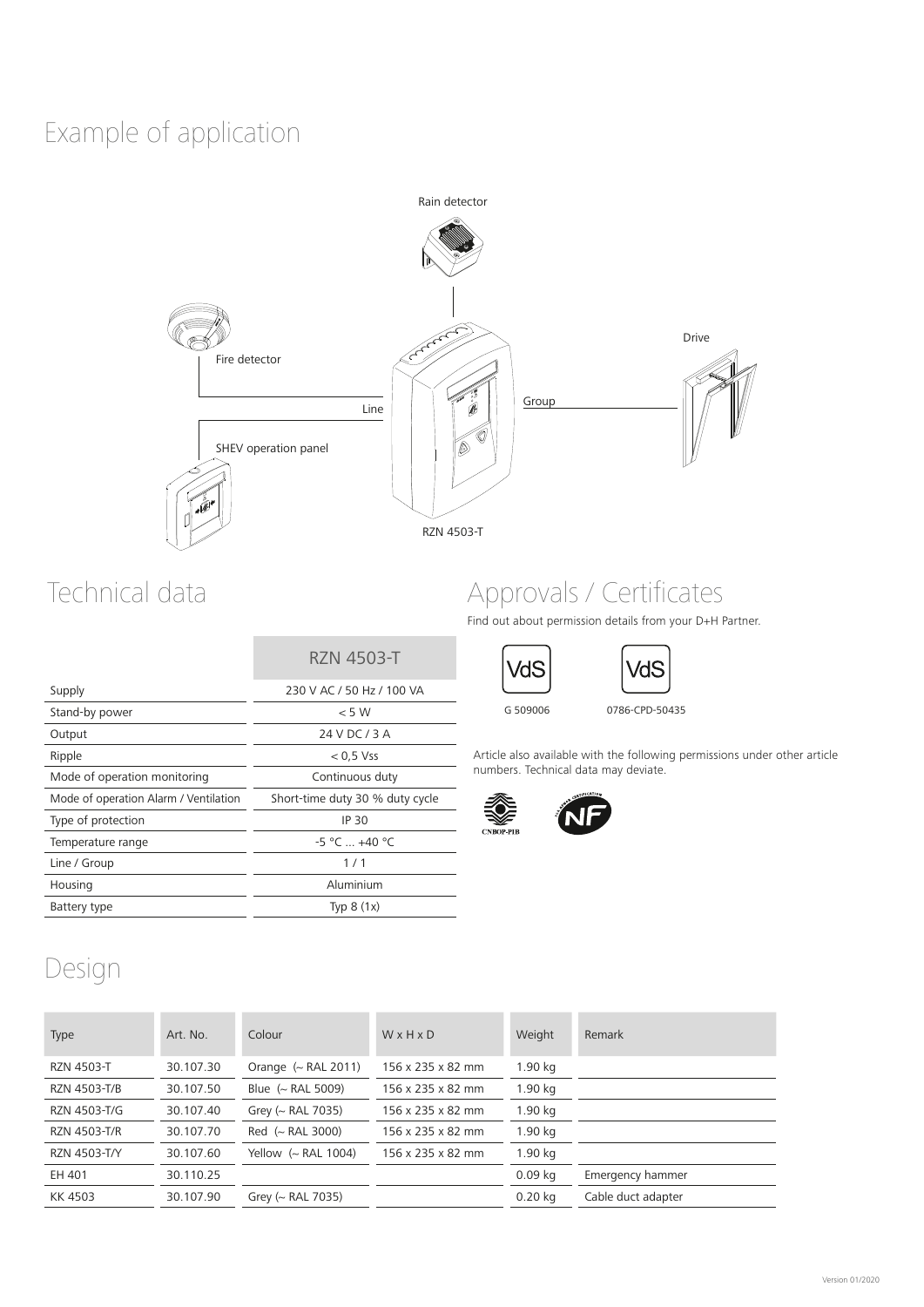## Example of application

Rain detector

Fire detector

Line

SHEV operation panel

Group

Drive

RZN 4503-T

## Technical data

| | RZN 4503-T |
|---|---|
| Supply | 230 V AC / 50 Hz / 100 VA |
| Stand-by power | < 5 W |
| Output | 24 V DC / 3 A |
| Ripple | < 0,5 Vss |
| Mode of operation monitoring | Continuous duty |
| Mode of operation Alarm / Ventilation | Short-time duty 30 % duty cycle |
| Type of protection | IP 30 |
| Temperature range | -5 °C ... +40 °C |
| Line / Group | 1 / 1 |
| Housing | Aluminium |
| Battery type | Typ 8 (1x) |

## Approvals / Certificates

Find out about permission details from your D+H Partner.

VdS G 509006

VdS 0786-CPD-50435

Article also available with the following permissions under other article numbers. Technical data may deviate.

CNBOP-PIB

NF

## Design

| Type | Art. No. | Colour | W x H x D | Weight | Remark |
|---|---|---|---|---|---|
| RZN 4503-T | 30.107.30 | Orange (~ RAL 2011) | 156 x 235 x 82 mm | 1.90 kg | |
| RZN 4503-T/B | 30.107.50 | Blue (~ RAL 5009) | 156 x 235 x 82 mm | 1.90 kg | |
| RZN 4503-T/G | 30.107.40 | Grey (~ RAL 7035) | 156 x 235 x 82 mm | 1.90 kg | |
| RZN 4503-T/R | 30.107.70 | Red (~ RAL 3000) | 156 x 235 x 82 mm | 1.90 kg | |
| RZN 4503-T/Y | 30.107.60 | Yellow (~ RAL 1004) | 156 x 235 x 82 mm | 1.90 kg | |
| EH 401 | 30.110.25 | | | 0.09 kg | Emergency hammer |
| KK 4503 | 30.107.90 | Grey (~ RAL 7035) | | 0.20 kg | Cable duct adapter |

Version 01/2020